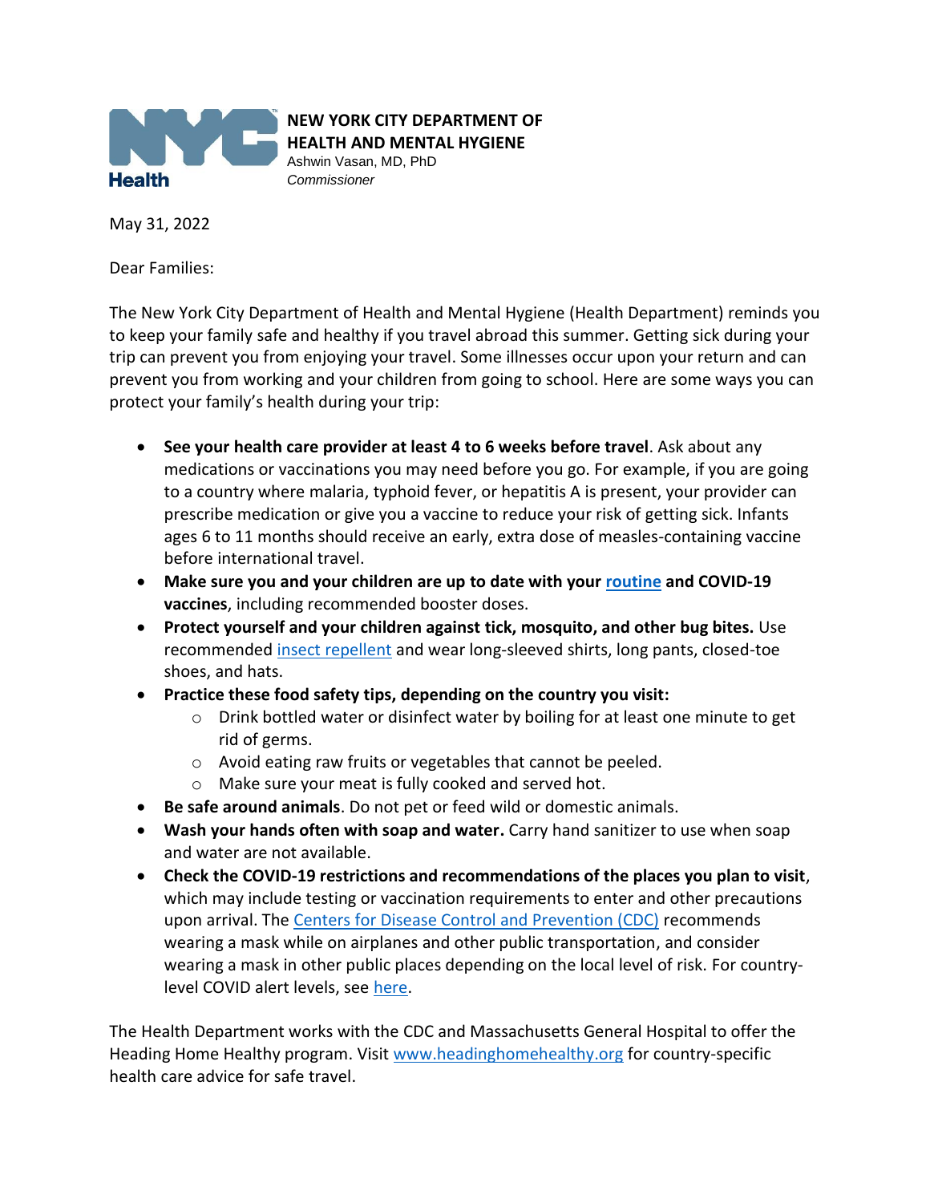**NEW YORK CITY DEPARTMENT OF HEALTH AND MENTAL HYGIENE**
Ashwin Vasan, MD, PhD
*Commissioner*

May 31, 2022

Dear Families:

The New York City Department of Health and Mental Hygiene (Health Department) reminds you to keep your family safe and healthy if you travel abroad this summer. Getting sick during your trip can prevent you from enjoying your travel. Some illnesses occur upon your return and can prevent you from working and your children from going to school. Here are some ways you can protect your family's health during your trip:

- **See your health care provider at least 4 to 6 weeks before travel**. Ask about any medications or vaccinations you may need before you go. For example, if you are going to a country where malaria, typhoid fever, or hepatitis A is present, your provider can prescribe medication or give you a vaccine to reduce your risk of getting sick. Infants ages 6 to 11 months should receive an early, extra dose of measles-containing vaccine before international travel.
- **Make sure you and your children are up to date with your routine and COVID-19 vaccines**, including recommended booster doses.
- **Protect yourself and your children against tick, mosquito, and other bug bites.** Use recommended insect repellent and wear long-sleeved shirts, long pants, closed-toe shoes, and hats.
- **Practice these food safety tips, depending on the country you visit:**
    - Drink bottled water or disinfect water by boiling for at least one minute to get rid of germs.
    - Avoid eating raw fruits or vegetables that cannot be peeled.
    - Make sure your meat is fully cooked and served hot.
- **Be safe around animals**. Do not pet or feed wild or domestic animals.
- **Wash your hands often with soap and water.** Carry hand sanitizer to use when soap and water are not available.
- **Check the COVID-19 restrictions and recommendations of the places you plan to visit**, which may include testing or vaccination requirements to enter and other precautions upon arrival. The Centers for Disease Control and Prevention (CDC) recommends wearing a mask while on airplanes and other public transportation, and consider wearing a mask in other public places depending on the local level of risk. For country-level COVID alert levels, see here.

The Health Department works with the CDC and Massachusetts General Hospital to offer the Heading Home Healthy program. Visit www.headinghomehealthy.org for country-specific health care advice for safe travel.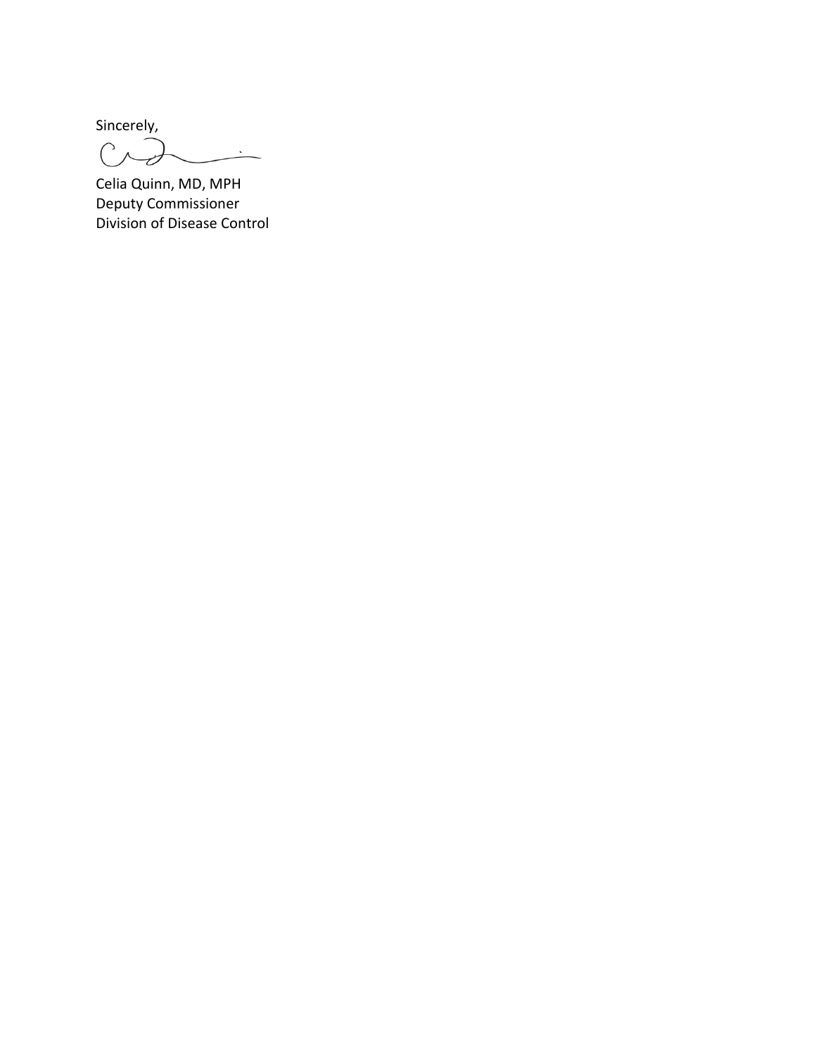Sincerely,

Celia Quinn, MD, MPH
Deputy Commissioner
Division of Disease Control